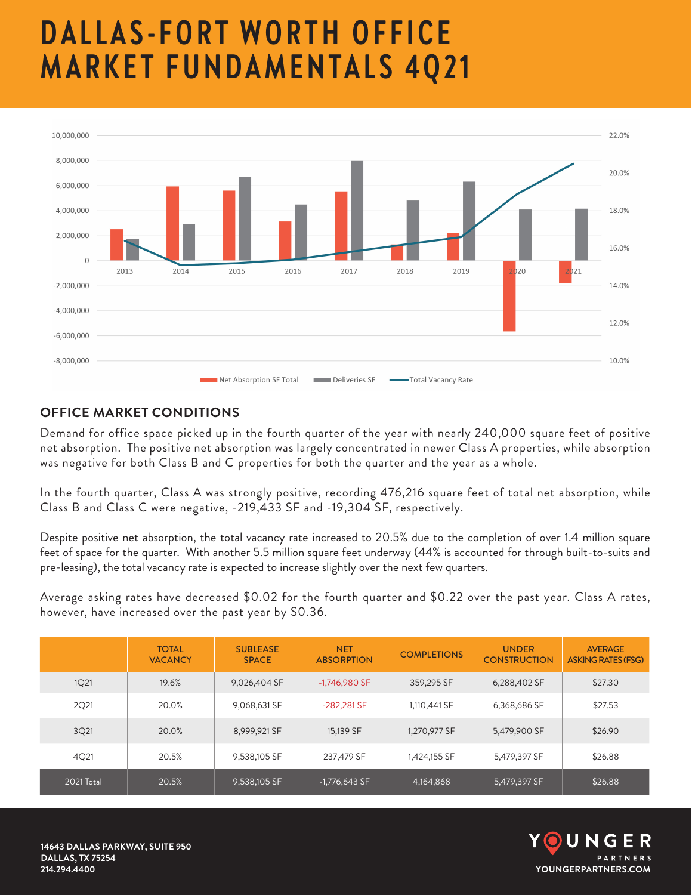# DALLAS-FORT WORTH OFFICE MARKET FUNDAMENTALS 4Q21

## OFFICE MARKET CONDITIONS

Demand for office space picked up in the fourth quarter of the year with nearly 240,000 square feet of positive net absorption. The positive net absorption was largely concentrated in newer Class A properties, while absorption was negative for both Class B and C properties for both the quarter and the year as a whole.

In the fourth quarter, Class A was strongly positive, recording 476,216 square feet of total net absorption, while Class B and Class C were negative, -219,433 SF and -19,304 SF, respectively.

Despite positive net absorption, the total vacancy rate increased to 20.5% due to the completion of over 1.4 million square feet of space for the quarter. With another 5.5 million square feet underway (44% is accounted for through built-to-suits and pre-leasing), the total vacancy rate is expected to increase slightly over the next few quarters.

Average asking rates have decreased $0.02 for the fourth quarter and $0.22 over the past year. Class A rates, however, have increased over the past year by $0.36.

| | TOTAL VACANCY | SUBLEASE SPACE | NET ABSORPTION | COMPLETIONS | UNDER CONSTRUCTION | AVERAGE ASKING RATES (FSG) |
|---|---|---|---|---|---|---|
| 1Q21 | 19.6% | 9,026,404 SF | -1,746,980 SF | 359,295 SF | 6,288,402 SF | $27.30 |
| 2Q21 | 20.0% | 9,068,631 SF | -282,281 SF | 1,110,441 SF | 6,368,686 SF | $27.53 |
| 3Q21 | 20.0% | 8,999,921 SF | 15,139 SF | 1,270,977 SF | 5,479,900 SF | $26.90 |
| 4Q21 | 20.5% | 9,538,105 SF | 237,479 SF | 1,424,155 SF | 5,479,397 SF | $26.88 |
| 2021 Total | 20.5% | 9,538,105 SF | -1,776,643 SF | 4,164,868 | 5,479,397 SF | $26.88 |

**14643 DALLAS PARKWAY, SUITE 950**
**DALLAS, TX 75254**
**214.294.4400**

**YOUNGER PARTNERS**
**YOUNGERPARTNERS.COM**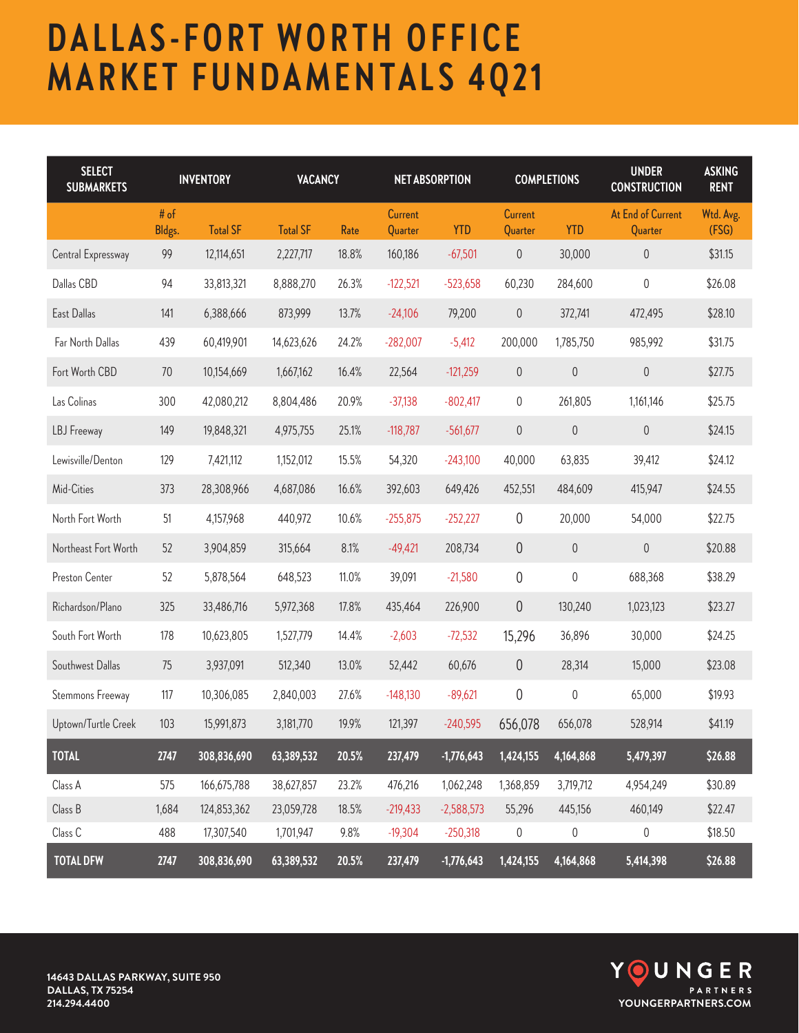# DALLAS-FORT WORTH OFFICE MARKET FUNDAMENTALS 4Q21

| SELECT SUBMARKETS | INVENTORY | | VACANCY | | NET ABSORPTION | | COMPLETIONS | | UNDER CONSTRUCTION | ASKING RENT |
|---|---|---|---|---|---|---|---|---|---|---|
| | # of Bldgs. | Total SF | Total SF | Rate | Current Quarter | YTD | Current Quarter | YTD | At End of Current Quarter | Wtd. Avg. (FSG) |
| Central Expressway | 99 | 12,114,651 | 2,227,717 | 18.8% | 160,186 | -67,501 | 0 | 30,000 | 0 | $31.15 |
| Dallas CBD | 94 | 33,813,321 | 8,888,270 | 26.3% | -122,521 | -523,658 | 60,230 | 284,600 | 0 | $26.08 |
| East Dallas | 141 | 6,388,666 | 873,999 | 13.7% | -24,106 | 79,200 | 0 | 372,741 | 472,495 | $28.10 |
| Far North Dallas | 439 | 60,419,901 | 14,623,626 | 24.2% | -282,007 | -5,412 | 200,000 | 1,785,750 | 985,992 | $31.75 |
| Fort Worth CBD | 70 | 10,154,669 | 1,667,162 | 16.4% | 22,564 | -121,259 | 0 | 0 | 0 | $27.75 |
| Las Colinas | 300 | 42,080,212 | 8,804,486 | 20.9% | -37,138 | -802,417 | 0 | 261,805 | 1,161,146 | $25.75 |
| LBJ Freeway | 149 | 19,848,321 | 4,975,755 | 25.1% | -118,787 | -561,677 | 0 | 0 | 0 | $24.15 |
| Lewisville/Denton | 129 | 7,421,112 | 1,152,012 | 15.5% | 54,320 | -243,100 | 40,000 | 63,835 | 39,412 | $24.12 |
| Mid-Cities | 373 | 28,308,966 | 4,687,086 | 16.6% | 392,603 | 649,426 | 452,551 | 484,609 | 415,947 | $24.55 |
| North Fort Worth | 51 | 4,157,968 | 440,972 | 10.6% | -255,875 | -252,227 | 0 | 20,000 | 54,000 | $22.75 |
| Northeast Fort Worth | 52 | 3,904,859 | 315,664 | 8.1% | -49,421 | 208,734 | 0 | 0 | 0 | $20.88 |
| Preston Center | 52 | 5,878,564 | 648,523 | 11.0% | 39,091 | -21,580 | 0 | 0 | 688,368 | $38.29 |
| Richardson/Plano | 325 | 33,486,716 | 5,972,368 | 17.8% | 435,464 | 226,900 | 0 | 130,240 | 1,023,123 | $23.27 |
| South Fort Worth | 178 | 10,623,805 | 1,527,779 | 14.4% | -2,603 | -72,532 | 15,296 | 36,896 | 30,000 | $24.25 |
| Southwest Dallas | 75 | 3,937,091 | 512,340 | 13.0% | 52,442 | 60,676 | 0 | 28,314 | 15,000 | $23.08 |
| Stemmons Freeway | 117 | 10,306,085 | 2,840,003 | 27.6% | -148,130 | -89,621 | 0 | 0 | 65,000 | $19.93 |
| Uptown/Turtle Creek | 103 | 15,991,873 | 3,181,770 | 19.9% | 121,397 | -240,595 | 656,078 | 656,078 | 528,914 | $41.19 |
| **TOTAL** | **2747** | **308,836,690** | **63,389,532** | **20.5%** | **237,479** | **-1,776,643** | **1,424,155** | **4,164,868** | **5,479,397** | **$26.88** |
| Class A | 575 | 166,675,788 | 38,627,857 | 23.2% | 476,216 | 1,062,248 | 1,368,859 | 3,719,712 | 4,954,249 | $30.89 |
| Class B | 1,684 | 124,853,362 | 23,059,728 | 18.5% | -219,433 | -2,588,573 | 55,296 | 445,156 | 460,149 | $22.47 |
| Class C | 488 | 17,307,540 | 1,701,947 | 9.8% | -19,304 | -250,318 | 0 | 0 | 0 | $18.50 |
| **TOTAL DFW** | **2747** | **308,836,690** | **63,389,532** | **20.5%** | **237,479** | **-1,776,643** | **1,424,155** | **4,164,868** | **5,414,398** | **$26.88** |

14643 DALLAS PARKWAY, SUITE 950
DALLAS, TX 75254
214.294.4400

YOUNGER PARTNERS
YOUNGERPARTNERS.COM